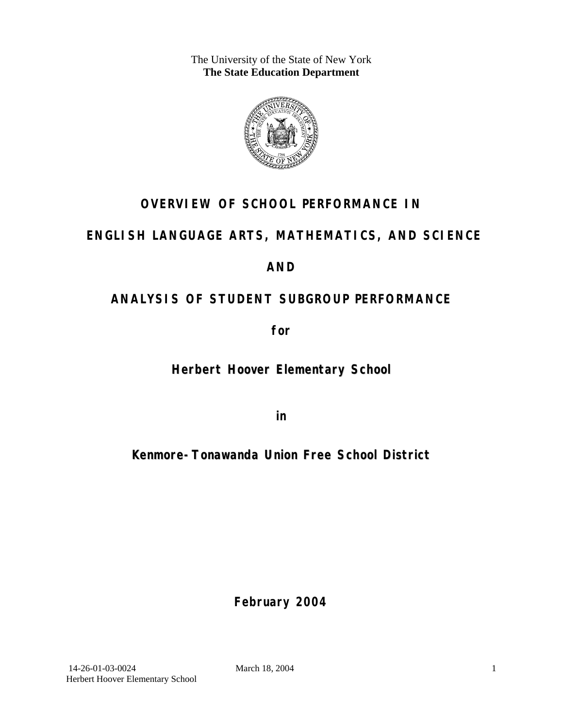The University of the State of New York
**The State Education Department**

# OVERVIEW OF SCHOOL PERFORMANCE IN

# ENGLISH LANGUAGE ARTS, MATHEMATICS, AND SCIENCE

# AND

# ANALYSIS OF STUDENT SUBGROUP PERFORMANCE

**for**

## Herbert Hoover Elementary School

**in**

## Kenmore-Tonawanda Union Free School District

**February 2004**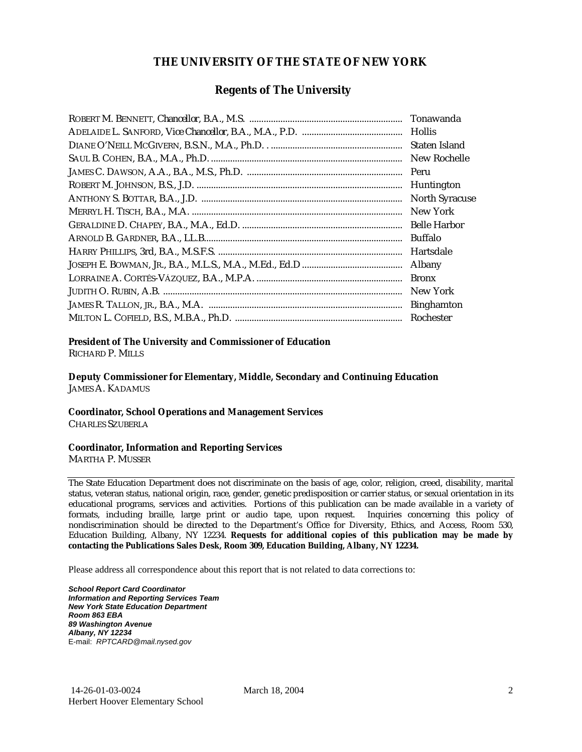# THE UNIVERSITY OF THE STATE OF NEW YORK

## Regents of The University

| | |
|---|---|
| ROBERT M. BENNETT, *Chancellor*, B.A., M.S. | Tonawanda |
| ADELAIDE L. SANFORD, *Vice Chancellor*, B.A., M.A., P.D. | Hollis |
| DIANE O'NEILL MCGIVERN, B.S.N., M.A., Ph.D. | Staten Island |
| SAUL B. COHEN, B.A., M.A., Ph.D. | New Rochelle |
| JAMES C. DAWSON, A.A., B.A., M.S., Ph.D. | Peru |
| ROBERT M. JOHNSON, B.S., J.D. | Huntington |
| ANTHONY S. BOTTAR, B.A., J.D. | North Syracuse |
| MERRYL H. TISCH, B.A., M.A. | New York |
| GERALDINE D. CHAPEY, B.A., M.A., Ed.D. | Belle Harbor |
| ARNOLD B. GARDNER, B.A., LL.B. | Buffalo |
| HARRY PHILLIPS, 3rd, B.A., M.S.F.S. | Hartsdale |
| JOSEPH E. BOWMAN, JR., B.A., M.L.S., M.A., M.Ed., Ed.D | Albany |
| LORRAINE A. CORTÉS-VÁZQUEZ, B.A., M.P.A. | Bronx |
| JUDITH O. RUBIN, A.B. | New York |
| JAMES R. TALLON, JR., B.A., M.A. | Binghamton |
| MILTON L. COFIELD, B.S., M.B.A., Ph.D. | Rochester |

**President of The University and Commissioner of Education**
RICHARD P. MILLS

**Deputy Commissioner for Elementary, Middle, Secondary and Continuing Education**
JAMES A. KADAMUS

**Coordinator, School Operations and Management Services**
CHARLES SZUBERLA

**Coordinator, Information and Reporting Services**
MARTHA P. MUSSER

---

The State Education Department does not discriminate on the basis of age, color, religion, creed, disability, marital status, veteran status, national origin, race, gender, genetic predisposition or carrier status, or sexual orientation in its educational programs, services and activities. Portions of this publication can be made available in a variety of formats, including braille, large print or audio tape, upon request. Inquiries concerning this policy of nondiscrimination should be directed to the Department's Office for Diversity, Ethics, and Access, Room 530, Education Building, Albany, NY 12234. **Requests for additional copies of this publication may be made by contacting the Publications Sales Desk, Room 309, Education Building, Albany, NY 12234.**

Please address all correspondence about this report that is not related to data corrections to:

***School Report Card Coordinator***
***Information and Reporting Services Team***
***New York State Education Department***
***Room 863 EBA***
***89 Washington Avenue***
***Albany, NY 12234***
E-mail: *RPTCARD@mail.nysed.gov*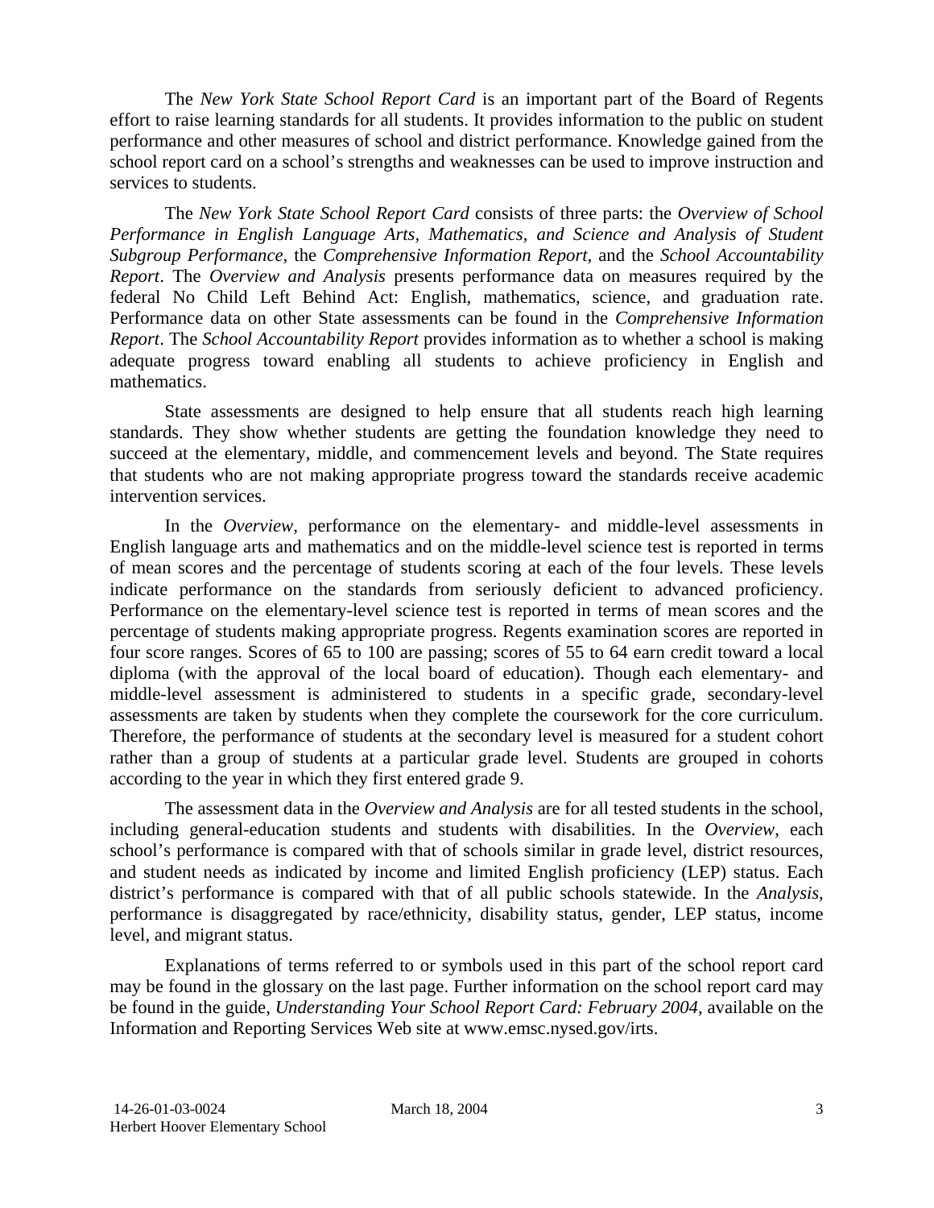The *New York State School Report Card* is an important part of the Board of Regents effort to raise learning standards for all students. It provides information to the public on student performance and other measures of school and district performance. Knowledge gained from the school report card on a school's strengths and weaknesses can be used to improve instruction and services to students.

The *New York State School Report Card* consists of three parts: the *Overview of School Performance in English Language Arts, Mathematics, and Science and Analysis of Student Subgroup Performance,* the *Comprehensive Information Report,* and the *School Accountability Report*. The *Overview and Analysis* presents performance data on measures required by the federal No Child Left Behind Act: English, mathematics, science, and graduation rate. Performance data on other State assessments can be found in the *Comprehensive Information Report*. The *School Accountability Report* provides information as to whether a school is making adequate progress toward enabling all students to achieve proficiency in English and mathematics.

State assessments are designed to help ensure that all students reach high learning standards. They show whether students are getting the foundation knowledge they need to succeed at the elementary, middle, and commencement levels and beyond. The State requires that students who are not making appropriate progress toward the standards receive academic intervention services.

In the *Overview*, performance on the elementary- and middle-level assessments in English language arts and mathematics and on the middle-level science test is reported in terms of mean scores and the percentage of students scoring at each of the four levels. These levels indicate performance on the standards from seriously deficient to advanced proficiency. Performance on the elementary-level science test is reported in terms of mean scores and the percentage of students making appropriate progress. Regents examination scores are reported in four score ranges. Scores of 65 to 100 are passing; scores of 55 to 64 earn credit toward a local diploma (with the approval of the local board of education). Though each elementary- and middle-level assessment is administered to students in a specific grade, secondary-level assessments are taken by students when they complete the coursework for the core curriculum. Therefore, the performance of students at the secondary level is measured for a student cohort rather than a group of students at a particular grade level. Students are grouped in cohorts according to the year in which they first entered grade 9.

The assessment data in the *Overview and Analysis* are for all tested students in the school, including general-education students and students with disabilities. In the *Overview*, each school's performance is compared with that of schools similar in grade level, district resources, and student needs as indicated by income and limited English proficiency (LEP) status. Each district's performance is compared with that of all public schools statewide. In the *Analysis*, performance is disaggregated by race/ethnicity, disability status, gender, LEP status, income level, and migrant status.

Explanations of terms referred to or symbols used in this part of the school report card may be found in the glossary on the last page. Further information on the school report card may be found in the guide, *Understanding Your School Report Card: February 2004*, available on the Information and Reporting Services Web site at www.emsc.nysed.gov/irts.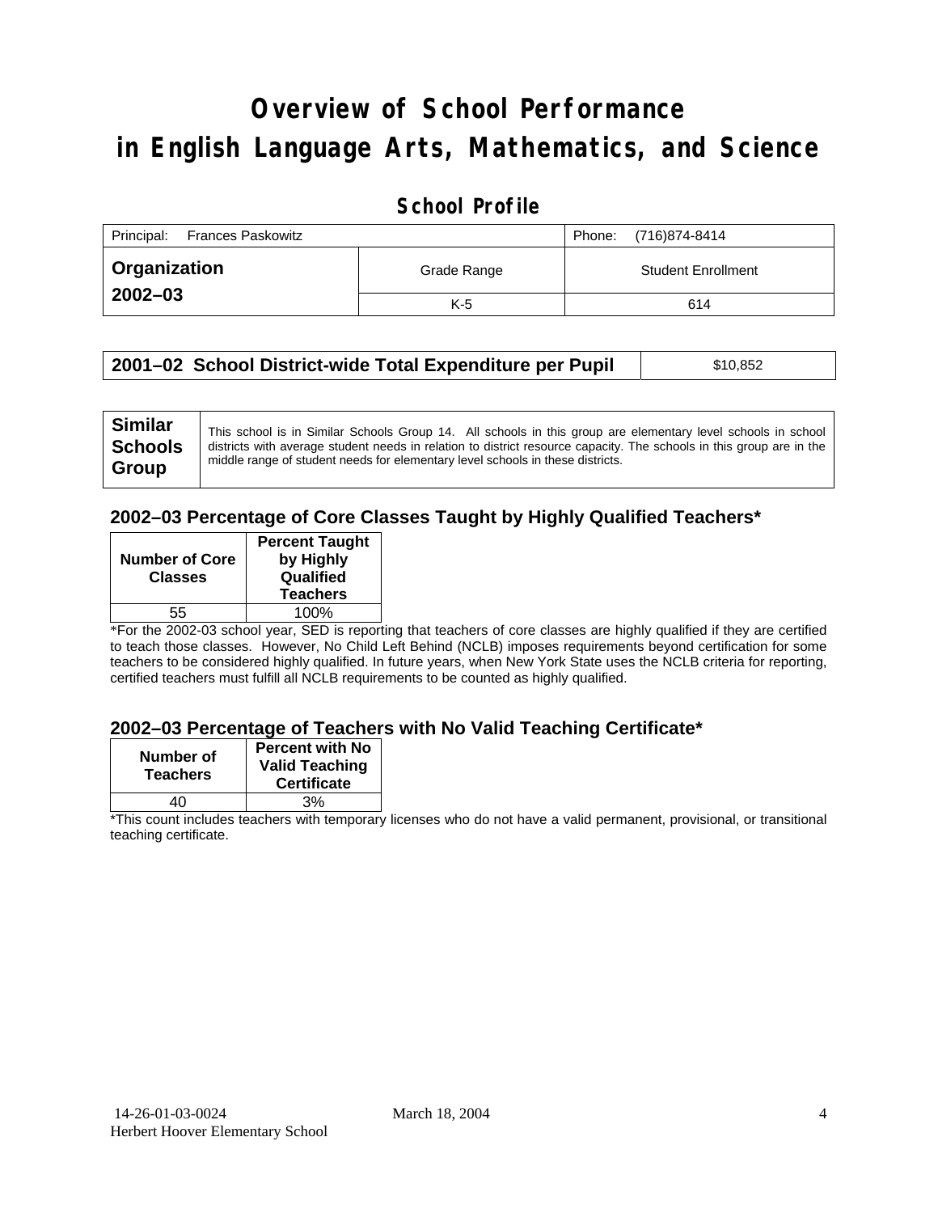# Overview of School Performance in English Language Arts, Mathematics, and Science

## School Profile

| Principal: Frances Paskowitz | | Phone: (716)874-8414 |
|---|---|---|
| **Organization 2002–03** | Grade Range | Student Enrollment |
| | K-5 | 614 |

| **2001–02 School District-wide Total Expenditure per Pupil** | $10,852 |
|---|---|

| **Similar Schools Group** | This school is in Similar Schools Group 14. All schools in this group are elementary level schools in school districts with average student needs in relation to district resource capacity. The schools in this group are in the middle range of student needs for elementary level schools in these districts. |
|---|---|

### 2002–03 Percentage of Core Classes Taught by Highly Qualified Teachers*

| Number of Core Classes | Percent Taught by Highly Qualified Teachers |
|---|---|
| 55 | 100% |

*For the 2002-03 school year, SED is reporting that teachers of core classes are highly qualified if they are certified to teach those classes. However, No Child Left Behind (NCLB) imposes requirements beyond certification for some teachers to be considered highly qualified. In future years, when New York State uses the NCLB criteria for reporting, certified teachers must fulfill all NCLB requirements to be counted as highly qualified.

### 2002–03 Percentage of Teachers with No Valid Teaching Certificate*

| Number of Teachers | Percent with No Valid Teaching Certificate |
|---|---|
| 40 | 3% |

*This count includes teachers with temporary licenses who do not have a valid permanent, provisional, or transitional teaching certificate.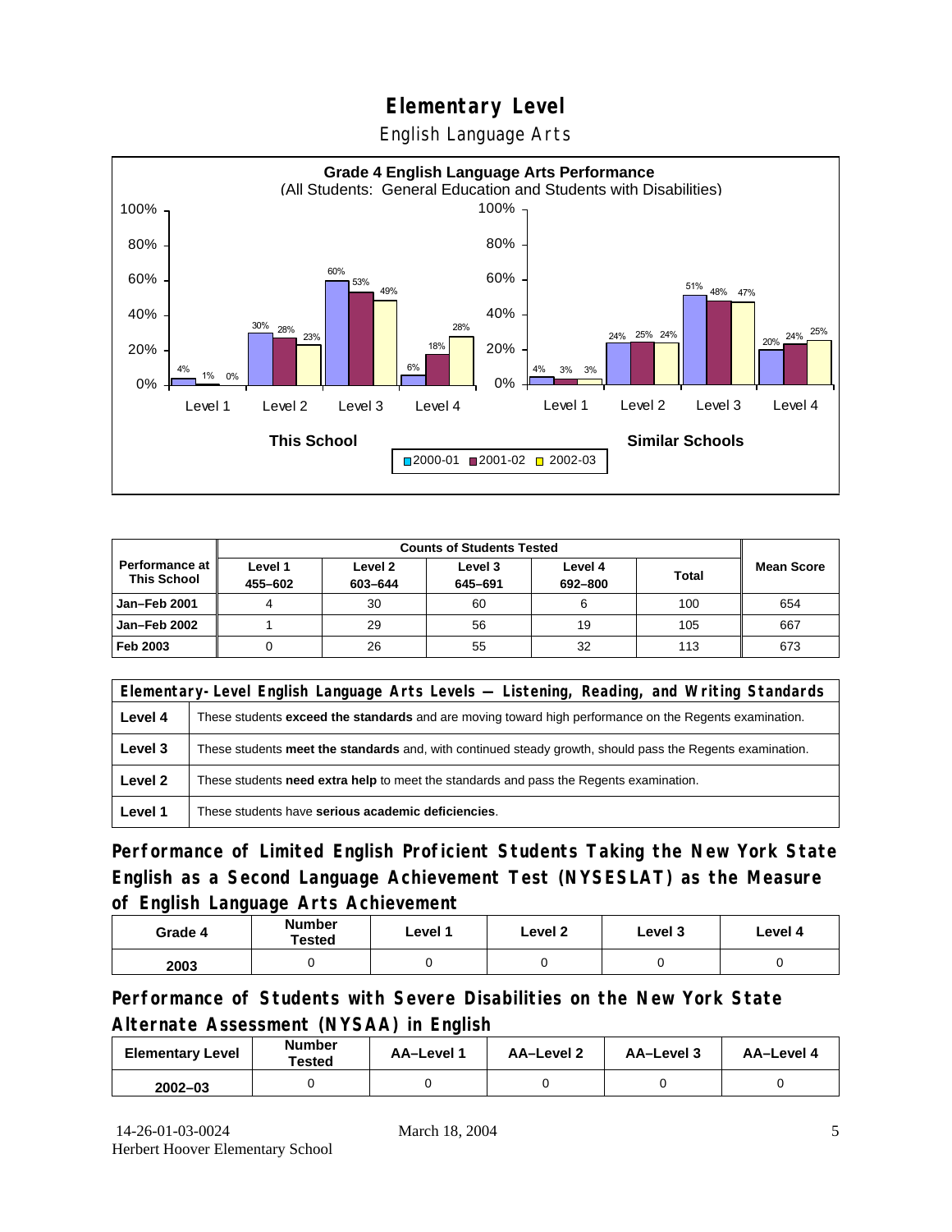# Elementary Level

English Language Arts

**Grade 4 English Language Arts Performance**
(All Students: General Education and Students with Disabilities)

| | This School 2000-01 | This School 2001-02 | This School 2002-03 | Similar Schools 2000-01 | Similar Schools 2001-02 | Similar Schools 2002-03 |
|---|---|---|---|---|---|---|
| Level 1 | 4% | 1% | 0% | 4% | 3% | 3% |
| Level 2 | 30% | 28% | 23% | 24% | 25% | 24% |
| Level 3 | 60% | 53% | 49% | 51% | 48% | 47% |
| Level 4 | 6% | 18% | 28% | 20% | 24% | 25% |

| Performance at This School | Counts of Students Tested | | | | | Mean Score |
|---|---|---|---|---|---|---|
| | Level 1 455–602 | Level 2 603–644 | Level 3 645–691 | Level 4 692–800 | Total | |
| Jan–Feb 2001 | 4 | 30 | 60 | 6 | 100 | 654 |
| Jan–Feb 2002 | 1 | 29 | 56 | 19 | 105 | 667 |
| Feb 2003 | 0 | 26 | 55 | 32 | 113 | 673 |

| Elementary-Level English Language Arts Levels — Listening, Reading, and Writing Standards | |
|---|---|
| **Level 4** | These students **exceed the standards** and are moving toward high performance on the Regents examination. |
| **Level 3** | These students **meet the standards** and, with continued steady growth, should pass the Regents examination. |
| **Level 2** | These students **need extra help** to meet the standards and pass the Regents examination. |
| **Level 1** | These students have **serious academic deficiencies**. |

## Performance of Limited English Proficient Students Taking the New York State English as a Second Language Achievement Test (NYSESLAT) as the Measure of English Language Arts Achievement

| Grade 4 | Number Tested | Level 1 | Level 2 | Level 3 | Level 4 |
|---|---|---|---|---|---|
| 2003 | 0 | 0 | 0 | 0 | 0 |

## Performance of Students with Severe Disabilities on the New York State Alternate Assessment (NYSAA) in English

| Elementary Level | Number Tested | AA–Level 1 | AA–Level 2 | AA–Level 3 | AA–Level 4 |
|---|---|---|---|---|---|
| 2002–03 | 0 | 0 | 0 | 0 | 0 |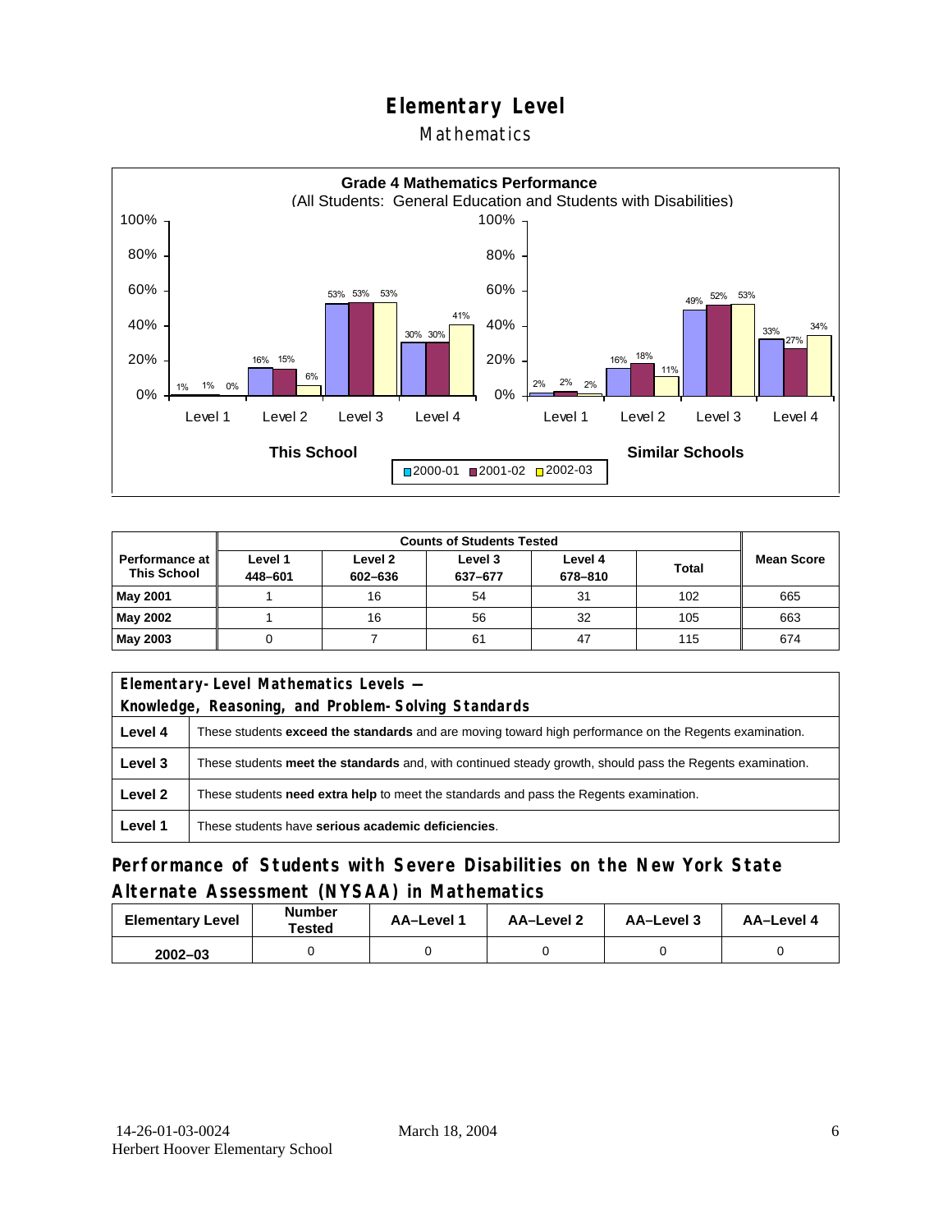# Elementary Level

## Mathematics

**Grade 4 Mathematics Performance**
(All Students: General Education and Students with Disabilities)

| | Level 1 | Level 2 | Level 3 | Level 4 |
|---|---|---|---|---|
| **This School** 2000-01 | 1% | 16% | 53% | 30% |
| **This School** 2001-02 | 1% | 15% | 53% | 30% |
| **This School** 2002-03 | 0% | 6% | 53% | 41% |
| **Similar Schools** 2000-01 | 2% | 16% | 49% | 33% |
| **Similar Schools** 2001-02 | 2% | 18% | 52% | 27% |
| **Similar Schools** 2002-03 | 2% | 11% | 53% | 34% |

| Performance at This School | Counts of Students Tested | | | | | Mean Score |
|---|---|---|---|---|---|---|
| | Level 1 448–601 | Level 2 602–636 | Level 3 637–677 | Level 4 678–810 | Total | |
| **May 2001** | 1 | 16 | 54 | 31 | 102 | 665 |
| **May 2002** | 1 | 16 | 56 | 32 | 105 | 663 |
| **May 2003** | 0 | 7 | 61 | 47 | 115 | 674 |

| Elementary-Level Mathematics Levels — Knowledge, Reasoning, and Problem-Solving Standards | |
|---|---|
| **Level 4** | These students **exceed the standards** and are moving toward high performance on the Regents examination. |
| **Level 3** | These students **meet the standards** and, with continued steady growth, should pass the Regents examination. |
| **Level 2** | These students **need extra help** to meet the standards and pass the Regents examination. |
| **Level 1** | These students have **serious academic deficiencies**. |

## Performance of Students with Severe Disabilities on the New York State Alternate Assessment (NYSAA) in Mathematics

| Elementary Level | Number Tested | AA–Level 1 | AA–Level 2 | AA–Level 3 | AA–Level 4 |
|---|---|---|---|---|---|
| **2002–03** | 0 | 0 | 0 | 0 | 0 |

14-26-01-03-0024
Herbert Hoover Elementary School
March 18, 2004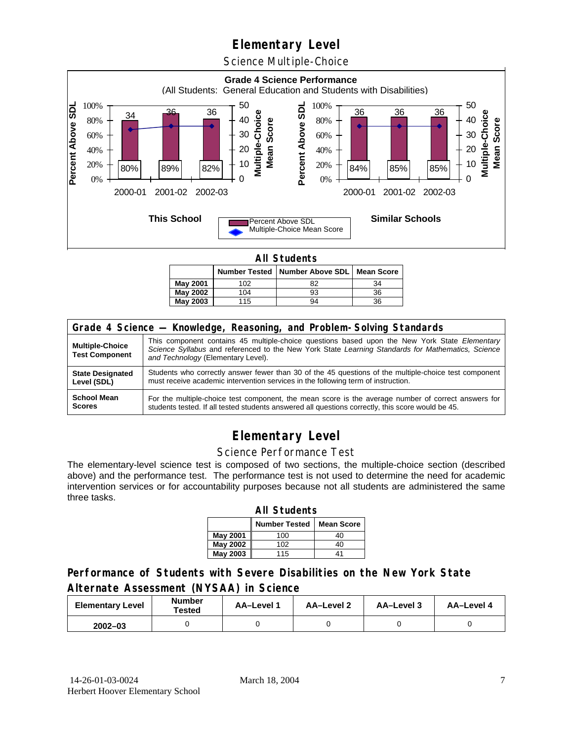# Elementary Level

## Science Multiple-Choice

**Grade 4 Science Performance**
(All Students: General Education and Students with Disabilities)

| | This School | | | Similar Schools | | |
|---|---|---|---|---|---|---|
| | 2000-01 | 2001-02 | 2002-03 | 2000-01 | 2001-02 | 2002-03 |
| Percent Above SDL | 80% | 89% | 82% | 84% | 85% | 85% |
| Multiple-Choice Mean Score | 34 | 36 | 36 | 36 | 36 | 36 |

**All Students**

| | Number Tested | Number Above SDL | Mean Score |
|---|---|---|---|
| **May 2001** | 102 | 82 | 34 |
| **May 2002** | 104 | 93 | 36 |
| **May 2003** | 115 | 94 | 36 |

| Grade 4 Science — Knowledge, Reasoning, and Problem-Solving Standards | |
|---|---|
| **Multiple-Choice Test Component** | This component contains 45 multiple-choice questions based upon the New York State *Elementary Science Syllabus* and referenced to the New York State *Learning Standards for Mathematics, Science and Technology* (Elementary Level). |
| **State Designated Level (SDL)** | Students who correctly answer fewer than 30 of the 45 questions of the multiple-choice test component must receive academic intervention services in the following term of instruction. |
| **School Mean Scores** | For the multiple-choice test component, the mean score is the average number of correct answers for students tested. If all tested students answered all questions correctly, this score would be 45. |

# Elementary Level

## Science Performance Test

The elementary-level science test is composed of two sections, the multiple-choice section (described above) and the performance test. The performance test is not used to determine the need for academic intervention services or for accountability purposes because not all students are administered the same three tasks.

**All Students**

| | Number Tested | Mean Score |
|---|---|---|
| **May 2001** | 100 | 40 |
| **May 2002** | 102 | 40 |
| **May 2003** | 115 | 41 |

### Performance of Students with Severe Disabilities on the New York State Alternate Assessment (NYSAA) in Science

| Elementary Level | Number Tested | AA–Level 1 | AA–Level 2 | AA–Level 3 | AA–Level 4 |
|---|---|---|---|---|---|
| **2002–03** | 0 | 0 | 0 | 0 | 0 |

14-26-01-03-0024
Herbert Hoover Elementary School

March 18, 2004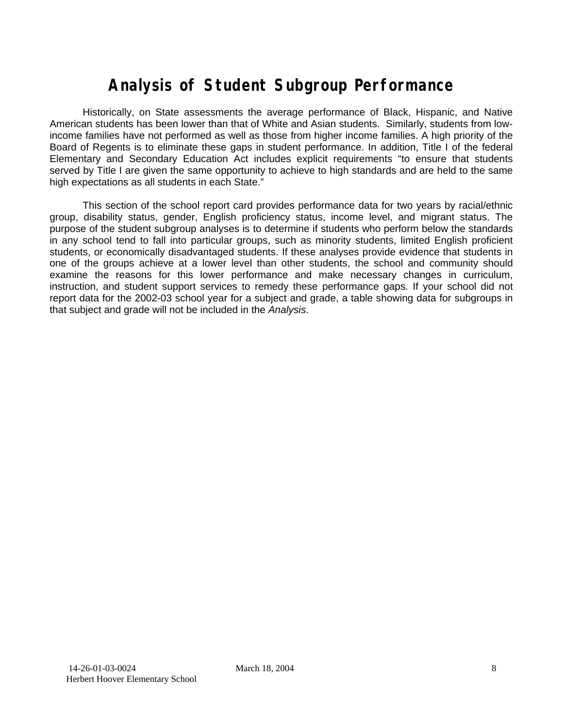# Analysis of Student Subgroup Performance

Historically, on State assessments the average performance of Black, Hispanic, and Native American students has been lower than that of White and Asian students. Similarly, students from low-income families have not performed as well as those from higher income families. A high priority of the Board of Regents is to eliminate these gaps in student performance. In addition, Title I of the federal Elementary and Secondary Education Act includes explicit requirements "to ensure that students served by Title I are given the same opportunity to achieve to high standards and are held to the same high expectations as all students in each State."

This section of the school report card provides performance data for two years by racial/ethnic group, disability status, gender, English proficiency status, income level, and migrant status. The purpose of the student subgroup analyses is to determine if students who perform below the standards in any school tend to fall into particular groups, such as minority students, limited English proficient students, or economically disadvantaged students. If these analyses provide evidence that students in one of the groups achieve at a lower level than other students, the school and community should examine the reasons for this lower performance and make necessary changes in curriculum, instruction, and student support services to remedy these performance gaps. If your school did not report data for the 2002-03 school year for a subject and grade, a table showing data for subgroups in that subject and grade will not be included in the *Analysis*.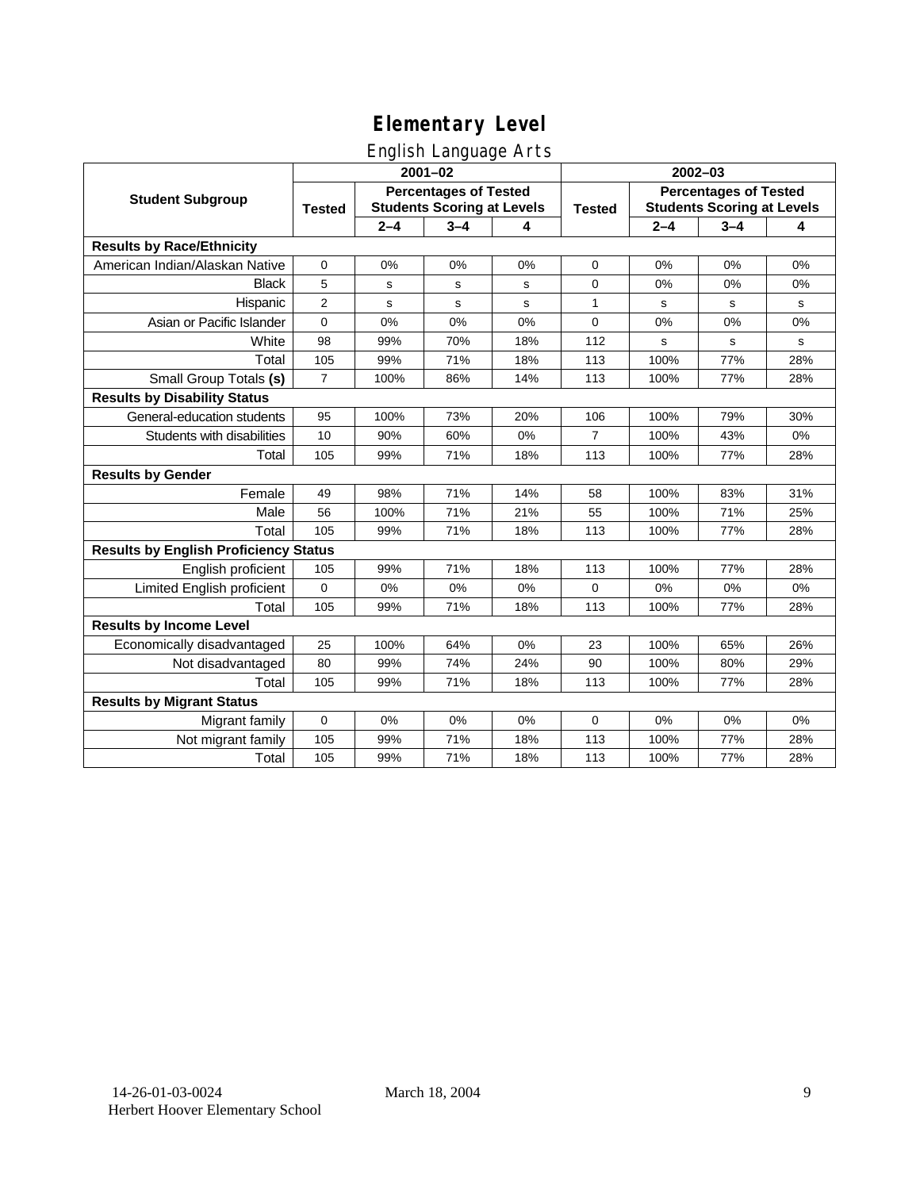# Elementary Level

## English Language Arts

| Student Subgroup | 2001–02 | | | | 2002–03 | | | |
|---|---|---|---|---|---|---|---|---|
| | Tested | Percentages of Tested Students Scoring at Levels | | | Tested | Percentages of Tested Students Scoring at Levels | | |
| | | 2–4 | 3–4 | 4 | | 2–4 | 3–4 | 4 |
| **Results by Race/Ethnicity** | | | | | | | | |
| American Indian/Alaskan Native | 0 | 0% | 0% | 0% | 0 | 0% | 0% | 0% |
| Black | 5 | s | s | s | 0 | 0% | 0% | 0% |
| Hispanic | 2 | s | s | s | 1 | s | s | s |
| Asian or Pacific Islander | 0 | 0% | 0% | 0% | 0 | 0% | 0% | 0% |
| White | 98 | 99% | 70% | 18% | 112 | s | s | s |
| Total | 105 | 99% | 71% | 18% | 113 | 100% | 77% | 28% |
| Small Group Totals **(s)** | 7 | 100% | 86% | 14% | 113 | 100% | 77% | 28% |
| **Results by Disability Status** | | | | | | | | |
| General-education students | 95 | 100% | 73% | 20% | 106 | 100% | 79% | 30% |
| Students with disabilities | 10 | 90% | 60% | 0% | 7 | 100% | 43% | 0% |
| Total | 105 | 99% | 71% | 18% | 113 | 100% | 77% | 28% |
| **Results by Gender** | | | | | | | | |
| Female | 49 | 98% | 71% | 14% | 58 | 100% | 83% | 31% |
| Male | 56 | 100% | 71% | 21% | 55 | 100% | 71% | 25% |
| Total | 105 | 99% | 71% | 18% | 113 | 100% | 77% | 28% |
| **Results by English Proficiency Status** | | | | | | | | |
| English proficient | 105 | 99% | 71% | 18% | 113 | 100% | 77% | 28% |
| Limited English proficient | 0 | 0% | 0% | 0% | 0 | 0% | 0% | 0% |
| Total | 105 | 99% | 71% | 18% | 113 | 100% | 77% | 28% |
| **Results by Income Level** | | | | | | | | |
| Economically disadvantaged | 25 | 100% | 64% | 0% | 23 | 100% | 65% | 26% |
| Not disadvantaged | 80 | 99% | 74% | 24% | 90 | 100% | 80% | 29% |
| Total | 105 | 99% | 71% | 18% | 113 | 100% | 77% | 28% |
| **Results by Migrant Status** | | | | | | | | |
| Migrant family | 0 | 0% | 0% | 0% | 0 | 0% | 0% | 0% |
| Not migrant family | 105 | 99% | 71% | 18% | 113 | 100% | 77% | 28% |
| Total | 105 | 99% | 71% | 18% | 113 | 100% | 77% | 28% |

14-26-01-03-0024 March 18, 2004
Herbert Hoover Elementary School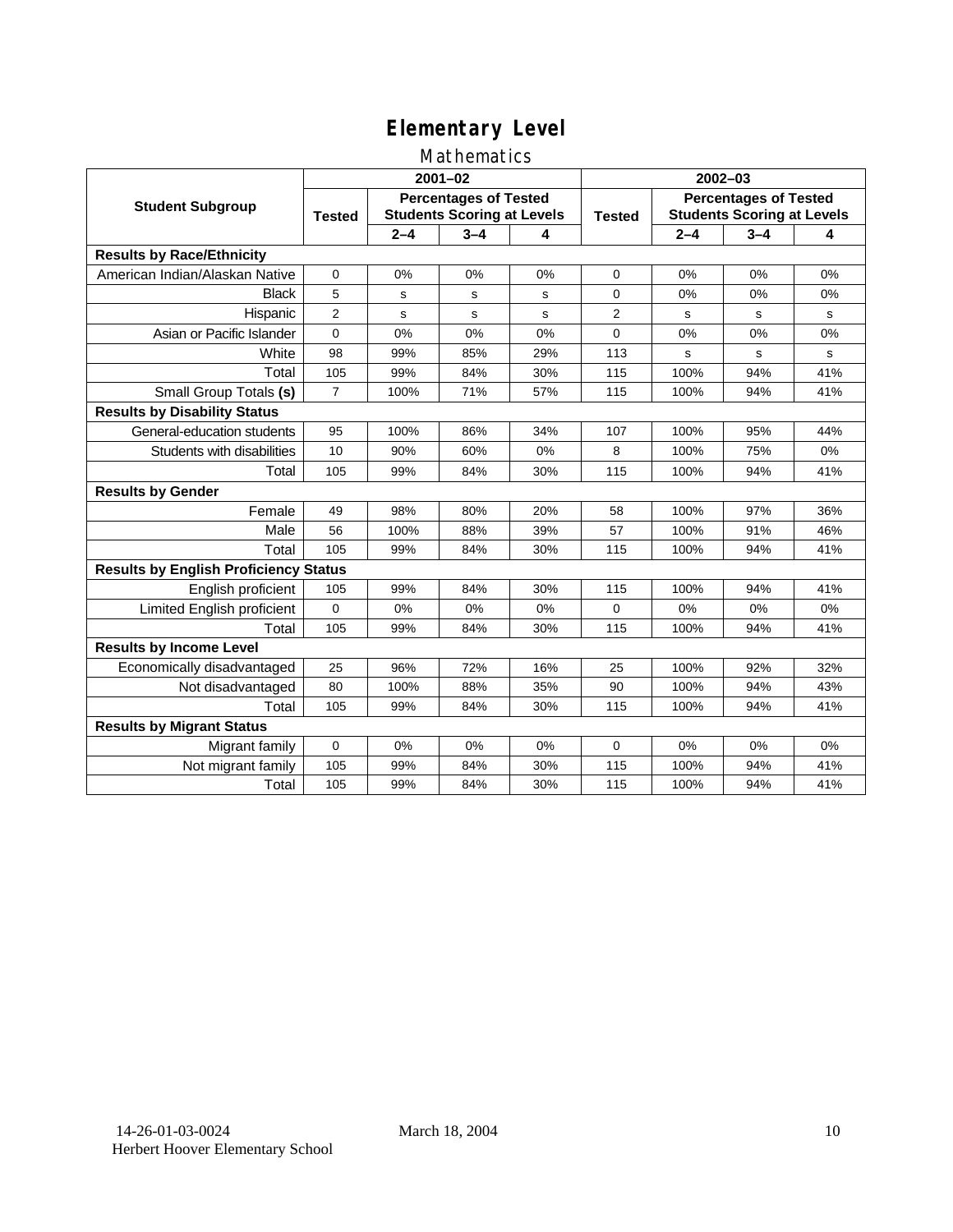# Elementary Level

## Mathematics

| Student Subgroup | 2001–02 | | | | 2002–03 | | | |
|---|---|---|---|---|---|---|---|---|
| | Tested | Percentages of Tested Students Scoring at Levels | | | Tested | Percentages of Tested Students Scoring at Levels | | |
| | | 2–4 | 3–4 | 4 | | 2–4 | 3–4 | 4 |
| **Results by Race/Ethnicity** | | | | | | | | |
| American Indian/Alaskan Native | 0 | 0% | 0% | 0% | 0 | 0% | 0% | 0% |
| Black | 5 | s | s | s | 0 | 0% | 0% | 0% |
| Hispanic | 2 | s | s | s | 2 | s | s | s |
| Asian or Pacific Islander | 0 | 0% | 0% | 0% | 0 | 0% | 0% | 0% |
| White | 98 | 99% | 85% | 29% | 113 | s | s | s |
| Total | 105 | 99% | 84% | 30% | 115 | 100% | 94% | 41% |
| Small Group Totals **(s)** | 7 | 100% | 71% | 57% | 115 | 100% | 94% | 41% |
| **Results by Disability Status** | | | | | | | | |
| General-education students | 95 | 100% | 86% | 34% | 107 | 100% | 95% | 44% |
| Students with disabilities | 10 | 90% | 60% | 0% | 8 | 100% | 75% | 0% |
| Total | 105 | 99% | 84% | 30% | 115 | 100% | 94% | 41% |
| **Results by Gender** | | | | | | | | |
| Female | 49 | 98% | 80% | 20% | 58 | 100% | 97% | 36% |
| Male | 56 | 100% | 88% | 39% | 57 | 100% | 91% | 46% |
| Total | 105 | 99% | 84% | 30% | 115 | 100% | 94% | 41% |
| **Results by English Proficiency Status** | | | | | | | | |
| English proficient | 105 | 99% | 84% | 30% | 115 | 100% | 94% | 41% |
| Limited English proficient | 0 | 0% | 0% | 0% | 0 | 0% | 0% | 0% |
| Total | 105 | 99% | 84% | 30% | 115 | 100% | 94% | 41% |
| **Results by Income Level** | | | | | | | | |
| Economically disadvantaged | 25 | 96% | 72% | 16% | 25 | 100% | 92% | 32% |
| Not disadvantaged | 80 | 100% | 88% | 35% | 90 | 100% | 94% | 43% |
| Total | 105 | 99% | 84% | 30% | 115 | 100% | 94% | 41% |
| **Results by Migrant Status** | | | | | | | | |
| Migrant family | 0 | 0% | 0% | 0% | 0 | 0% | 0% | 0% |
| Not migrant family | 105 | 99% | 84% | 30% | 115 | 100% | 94% | 41% |
| Total | 105 | 99% | 84% | 30% | 115 | 100% | 94% | 41% |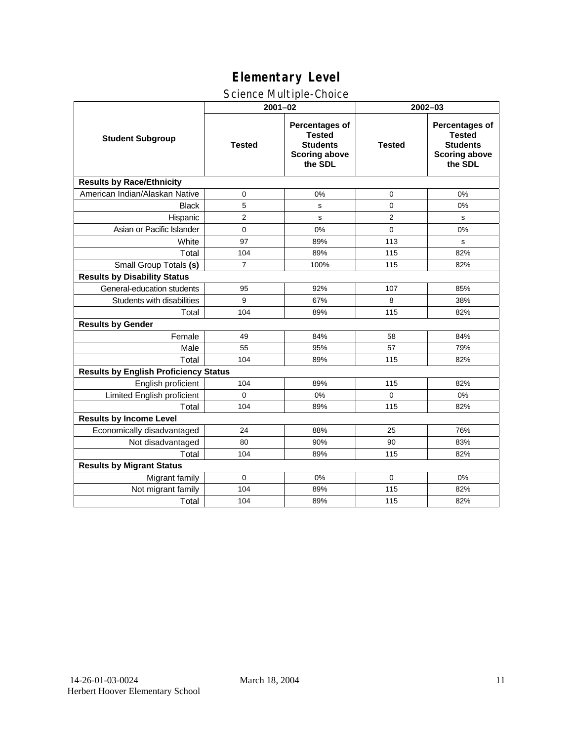# Elementary Level

## Science Multiple-Choice

| Student Subgroup | 2001–02 | | 2002–03 | |
|---|---|---|---|---|
| | Tested | Percentages of Tested Students Scoring above the SDL | Tested | Percentages of Tested Students Scoring above the SDL |
| **Results by Race/Ethnicity** | | | | |
| American Indian/Alaskan Native | 0 | 0% | 0 | 0% |
| Black | 5 | s | 0 | 0% |
| Hispanic | 2 | s | 2 | s |
| Asian or Pacific Islander | 0 | 0% | 0 | 0% |
| White | 97 | 89% | 113 | s |
| Total | 104 | 89% | 115 | 82% |
| Small Group Totals **(s)** | 7 | 100% | 115 | 82% |
| **Results by Disability Status** | | | | |
| General-education students | 95 | 92% | 107 | 85% |
| Students with disabilities | 9 | 67% | 8 | 38% |
| Total | 104 | 89% | 115 | 82% |
| **Results by Gender** | | | | |
| Female | 49 | 84% | 58 | 84% |
| Male | 55 | 95% | 57 | 79% |
| Total | 104 | 89% | 115 | 82% |
| **Results by English Proficiency Status** | | | | |
| English proficient | 104 | 89% | 115 | 82% |
| Limited English proficient | 0 | 0% | 0 | 0% |
| Total | 104 | 89% | 115 | 82% |
| **Results by Income Level** | | | | |
| Economically disadvantaged | 24 | 88% | 25 | 76% |
| Not disadvantaged | 80 | 90% | 90 | 83% |
| Total | 104 | 89% | 115 | 82% |
| **Results by Migrant Status** | | | | |
| Migrant family | 0 | 0% | 0 | 0% |
| Not migrant family | 104 | 89% | 115 | 82% |
| Total | 104 | 89% | 115 | 82% |

14-26-01-03-0024 March 18, 2004
Herbert Hoover Elementary School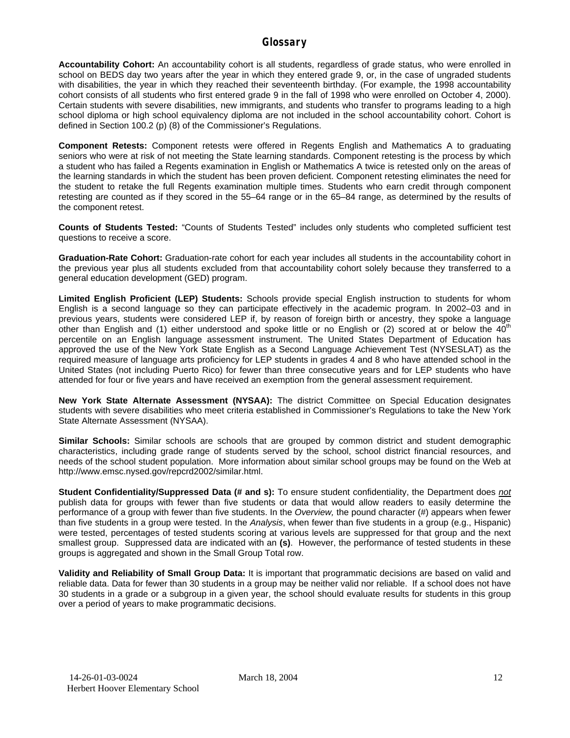# Glossary

**Accountability Cohort:** An accountability cohort is all students, regardless of grade status, who were enrolled in school on BEDS day two years after the year in which they entered grade 9, or, in the case of ungraded students with disabilities, the year in which they reached their seventeenth birthday. (For example, the 1998 accountability cohort consists of all students who first entered grade 9 in the fall of 1998 who were enrolled on October 4, 2000). Certain students with severe disabilities, new immigrants, and students who transfer to programs leading to a high school diploma or high school equivalency diploma are not included in the school accountability cohort. Cohort is defined in Section 100.2 (p) (8) of the Commissioner's Regulations.

**Component Retests:** Component retests were offered in Regents English and Mathematics A to graduating seniors who were at risk of not meeting the State learning standards. Component retesting is the process by which a student who has failed a Regents examination in English or Mathematics A twice is retested only on the areas of the learning standards in which the student has been proven deficient. Component retesting eliminates the need for the student to retake the full Regents examination multiple times. Students who earn credit through component retesting are counted as if they scored in the 55–64 range or in the 65–84 range, as determined by the results of the component retest.

**Counts of Students Tested:** "Counts of Students Tested" includes only students who completed sufficient test questions to receive a score.

**Graduation-Rate Cohort:** Graduation-rate cohort for each year includes all students in the accountability cohort in the previous year plus all students excluded from that accountability cohort solely because they transferred to a general education development (GED) program.

**Limited English Proficient (LEP) Students:** Schools provide special English instruction to students for whom English is a second language so they can participate effectively in the academic program. In 2002–03 and in previous years, students were considered LEP if, by reason of foreign birth or ancestry, they spoke a language other than English and (1) either understood and spoke little or no English or (2) scored at or below the 40th percentile on an English language assessment instrument. The United States Department of Education has approved the use of the New York State English as a Second Language Achievement Test (NYSESLAT) as the required measure of language arts proficiency for LEP students in grades 4 and 8 who have attended school in the United States (not including Puerto Rico) for fewer than three consecutive years and for LEP students who have attended for four or five years and have received an exemption from the general assessment requirement.

**New York State Alternate Assessment (NYSAA):** The district Committee on Special Education designates students with severe disabilities who meet criteria established in Commissioner's Regulations to take the New York State Alternate Assessment (NYSAA).

**Similar Schools:** Similar schools are schools that are grouped by common district and student demographic characteristics, including grade range of students served by the school, school district financial resources, and needs of the school student population. More information about similar school groups may be found on the Web at http://www.emsc.nysed.gov/repcrd2002/similar.html.

**Student Confidentiality/Suppressed Data (# and s):** To ensure student confidentiality, the Department does *not* publish data for groups with fewer than five students or data that would allow readers to easily determine the performance of a group with fewer than five students. In the *Overview,* the pound character (#) appears when fewer than five students in a group were tested. In the *Analysis*, when fewer than five students in a group (e.g., Hispanic) were tested, percentages of tested students scoring at various levels are suppressed for that group and the next smallest group. Suppressed data are indicated with an **(s)**. However, the performance of tested students in these groups is aggregated and shown in the Small Group Total row.

**Validity and Reliability of Small Group Data:** It is important that programmatic decisions are based on valid and reliable data. Data for fewer than 30 students in a group may be neither valid nor reliable. If a school does not have 30 students in a grade or a subgroup in a given year, the school should evaluate results for students in this group over a period of years to make programmatic decisions.